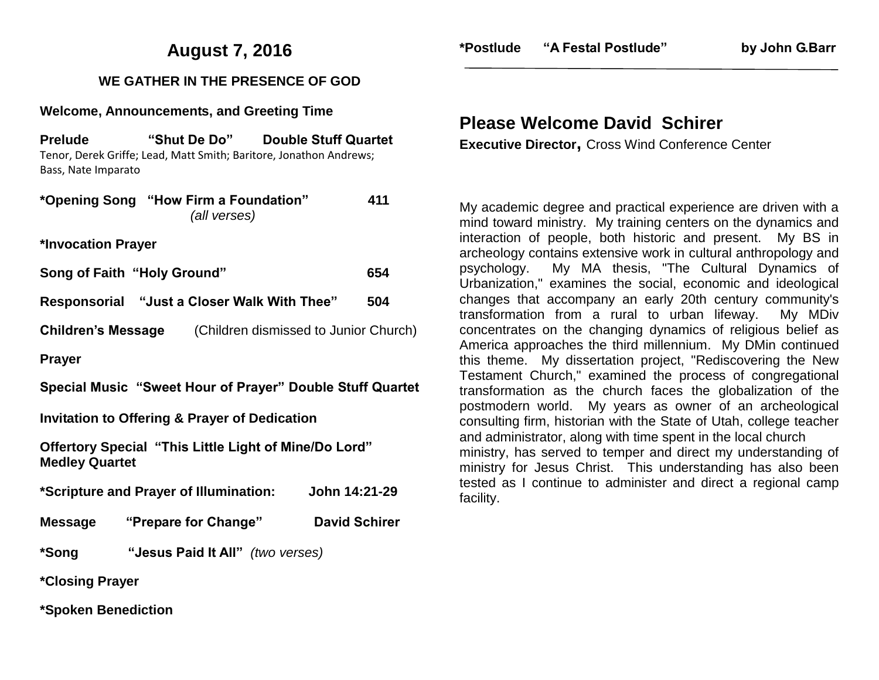# August 7, 2016

## WE GATHER IN THE PRESENCE OF GOD

**Welcome, Announcements, and Greeting Time**

**Prelude "Shut De Do" Double Stuff Quartet**
Tenor, Derek Griffe; Lead, Matt Smith; Baritore, Jonathon Andrews; Bass, Nate Imparato

**\*Opening Song "How Firm a Foundation" 411**
*(all verses)*

**\*Invocation Prayer**

**Song of Faith "Holy Ground" 654**

**Responsorial "Just a Closer Walk With Thee" 504**

**Children's Message** (Children dismissed to Junior Church)

**Prayer**

**Special Music "Sweet Hour of Prayer" Double Stuff Quartet**

**Invitation to Offering & Prayer of Dedication**

**Offertory Special "This Little Light of Mine/Do Lord" Medley Quartet**

**\*Scripture and Prayer of Illumination: John 14:21-29**

**Message "Prepare for Change" David Schirer**

**\*Song "Jesus Paid It All"** *(two verses)*

**\*Closing Prayer**

**\*Spoken Benediction**

**\*Postlude "A Festal Postlude" by John G.Barr**

---

## Please Welcome David Schirer

**Executive Director,** Cross Wind Conference Center

My academic degree and practical experience are driven with a mind toward ministry. My training centers on the dynamics and interaction of people, both historic and present. My BS in archeology contains extensive work in cultural anthropology and psychology. My MA thesis, "The Cultural Dynamics of Urbanization," examines the social, economic and ideological changes that accompany an early 20th century community's transformation from a rural to urban lifeway. My MDiv concentrates on the changing dynamics of religious belief as America approaches the third millennium. My DMin continued this theme. My dissertation project, "Rediscovering the New Testament Church," examined the process of congregational transformation as the church faces the globalization of the postmodern world. My years as owner of an archeological consulting firm, historian with the State of Utah, college teacher and administrator, along with time spent in the local church ministry, has served to temper and direct my understanding of ministry for Jesus Christ. This understanding has also been tested as I continue to administer and direct a regional camp facility.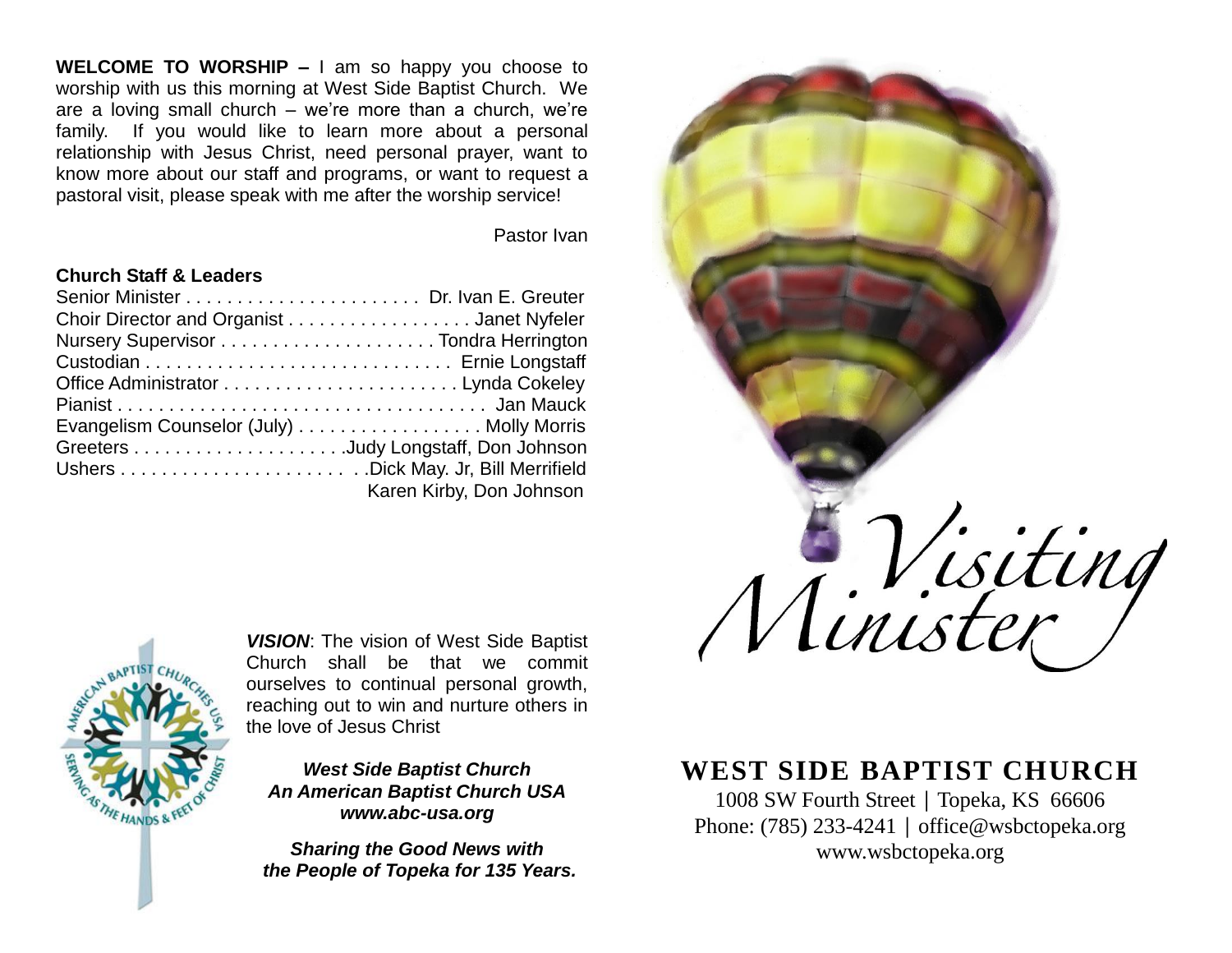**WELCOME TO WORSHIP –** I am so happy you choose to worship with us this morning at West Side Baptist Church. We are a loving small church – we're more than a church, we're family. If you would like to learn more about a personal relationship with Jesus Christ, need personal prayer, want to know more about our staff and programs, or want to request a pastoral visit, please speak with me after the worship service!

Pastor Ivan

**Church Staff & Leaders**

Senior Minister . . . . . . . . . . . . . . . . . . . . . . . Dr. Ivan E. Greuter
Choir Director and Organist . . . . . . . . . . . . . . . . . . Janet Nyfeler
Nursery Supervisor . . . . . . . . . . . . . . . . . . . . . Tondra Herrington
Custodian . . . . . . . . . . . . . . . . . . . . . . . . . . . . . . Ernie Longstaff
Office Administrator . . . . . . . . . . . . . . . . . . . . . . . Lynda Cokeley
Pianist . . . . . . . . . . . . . . . . . . . . . . . . . . . . . . . . . . . . Jan Mauck
Evangelism Counselor (July) . . . . . . . . . . . . . . . . . . Molly Morris
Greeters . . . . . . . . . . . . . . . . . . . . .Judy Longstaff, Don Johnson
Ushers . . . . . . . . . . . . . . . . . . . . . . . .Dick May. Jr, Bill Merrifield
Karen Kirby, Don Johnson

***VISION***: The vision of West Side Baptist Church shall be that we commit ourselves to continual personal growth, reaching out to win and nurture others in the love of Jesus Christ

***West Side Baptist Church***
***An American Baptist Church USA***
***www.abc-usa.org***

***Sharing the Good News with the People of Topeka for 135 Years.***

Visiting Minister

**WEST SIDE BAPTIST CHURCH**

1008 SW Fourth Street | Topeka, KS 66606
Phone: (785) 233-4241 | office@wsbctopeka.org
www.wsbctopeka.org